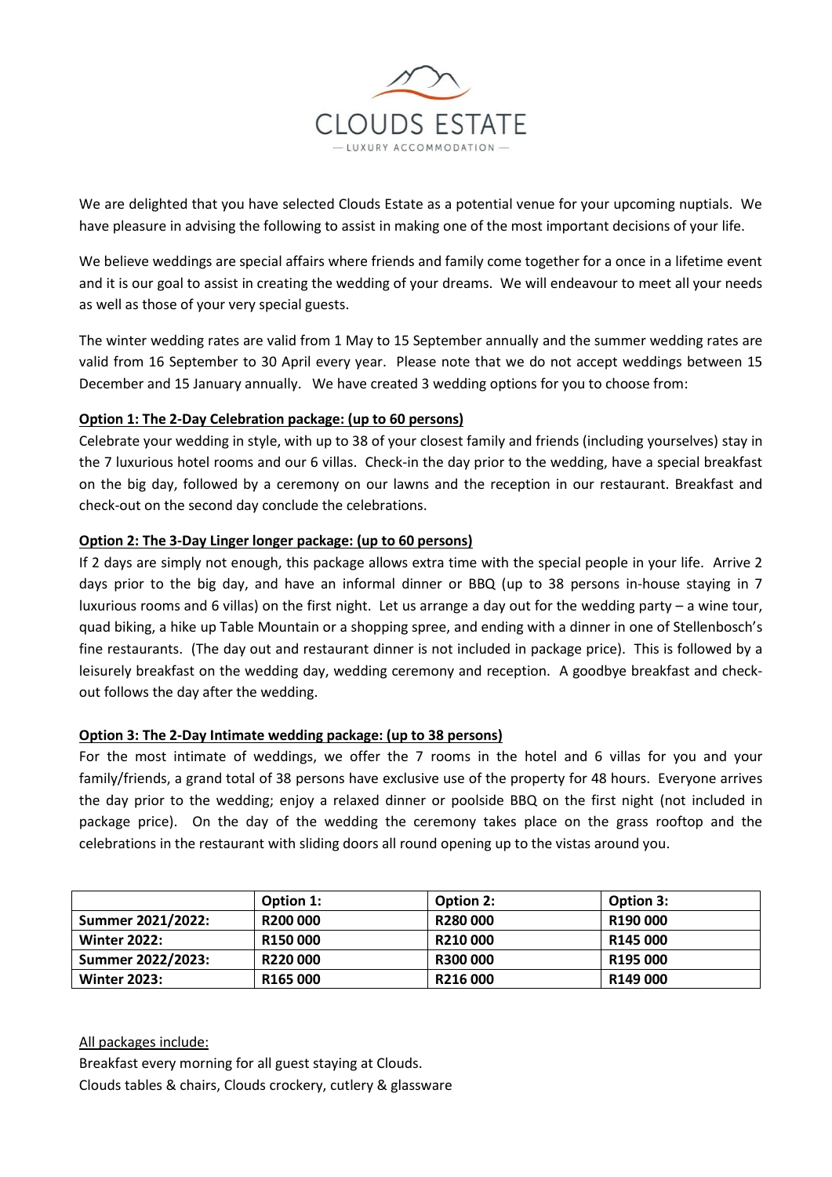# CLOUDS ESTATE

— LUXURY ACCOMMODATION —

We are delighted that you have selected Clouds Estate as a potential venue for your upcoming nuptials. We have pleasure in advising the following to assist in making one of the most important decisions of your life.

We believe weddings are special affairs where friends and family come together for a once in a lifetime event and it is our goal to assist in creating the wedding of your dreams. We will endeavour to meet all your needs as well as those of your very special guests.

The winter wedding rates are valid from 1 May to 15 September annually and the summer wedding rates are valid from 16 September to 30 April every year. Please note that we do not accept weddings between 15 December and 15 January annually. We have created 3 wedding options for you to choose from:

**Option 1: The 2-Day Celebration package: (up to 60 persons)**

Celebrate your wedding in style, with up to 38 of your closest family and friends (including yourselves) stay in the 7 luxurious hotel rooms and our 6 villas. Check-in the day prior to the wedding, have a special breakfast on the big day, followed by a ceremony on our lawns and the reception in our restaurant. Breakfast and check-out on the second day conclude the celebrations.

**Option 2: The 3-Day Linger longer package: (up to 60 persons)**

If 2 days are simply not enough, this package allows extra time with the special people in your life. Arrive 2 days prior to the big day, and have an informal dinner or BBQ (up to 38 persons in-house staying in 7 luxurious rooms and 6 villas) on the first night. Let us arrange a day out for the wedding party – a wine tour, quad biking, a hike up Table Mountain or a shopping spree, and ending with a dinner in one of Stellenbosch's fine restaurants. (The day out and restaurant dinner is not included in package price). This is followed by a leisurely breakfast on the wedding day, wedding ceremony and reception. A goodbye breakfast and check-out follows the day after the wedding.

**Option 3: The 2-Day Intimate wedding package: (up to 38 persons)**

For the most intimate of weddings, we offer the 7 rooms in the hotel and 6 villas for you and your family/friends, a grand total of 38 persons have exclusive use of the property for 48 hours. Everyone arrives the day prior to the wedding; enjoy a relaxed dinner or poolside BBQ on the first night (not included in package price). On the day of the wedding the ceremony takes place on the grass rooftop and the celebrations in the restaurant with sliding doors all round opening up to the vistas around you.

| | **Option 1:** | **Option 2:** | **Option 3:** |
|---|---|---|---|
| **Summer 2021/2022:** | **R200 000** | **R280 000** | **R190 000** |
| **Winter 2022:** | **R150 000** | **R210 000** | **R145 000** |
| **Summer 2022/2023:** | **R220 000** | **R300 000** | **R195 000** |
| **Winter 2023:** | **R165 000** | **R216 000** | **R149 000** |

All packages include:

Breakfast every morning for all guest staying at Clouds.

Clouds tables & chairs, Clouds crockery, cutlery & glassware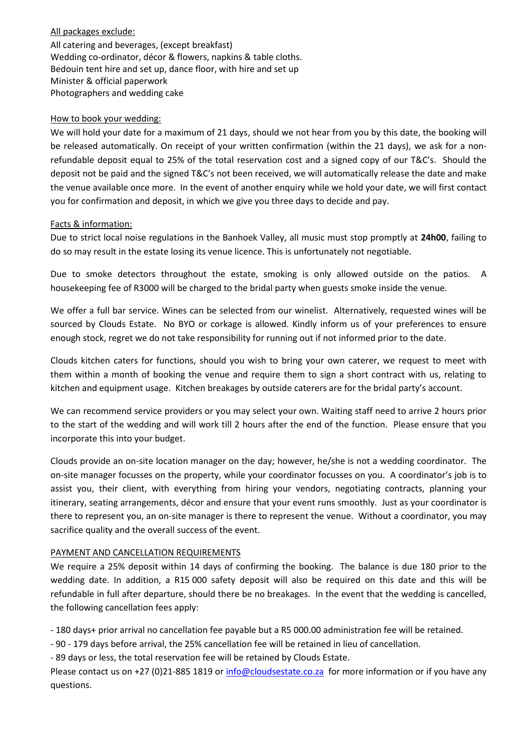<u>All packages exclude:</u>

All catering and beverages, (except breakfast)
Wedding co-ordinator, décor & flowers, napkins & table cloths.
Bedouin tent hire and set up, dance floor, with hire and set up
Minister & official paperwork
Photographers and wedding cake

<u>How to book your wedding:</u>

We will hold your date for a maximum of 21 days, should we not hear from you by this date, the booking will be released automatically. On receipt of your written confirmation (within the 21 days), we ask for a non-refundable deposit equal to 25% of the total reservation cost and a signed copy of our T&C's. Should the deposit not be paid and the signed T&C's not been received, we will automatically release the date and make the venue available once more. In the event of another enquiry while we hold your date, we will first contact you for confirmation and deposit, in which we give you three days to decide and pay.

<u>Facts & information:</u>

Due to strict local noise regulations in the Banhoek Valley, all music must stop promptly at **24h00**, failing to do so may result in the estate losing its venue licence. This is unfortunately not negotiable.

Due to smoke detectors throughout the estate, smoking is only allowed outside on the patios. A housekeeping fee of R3000 will be charged to the bridal party when guests smoke inside the venue.

We offer a full bar service. Wines can be selected from our winelist. Alternatively, requested wines will be sourced by Clouds Estate. No BYO or corkage is allowed. Kindly inform us of your preferences to ensure enough stock, regret we do not take responsibility for running out if not informed prior to the date.

Clouds kitchen caters for functions, should you wish to bring your own caterer, we request to meet with them within a month of booking the venue and require them to sign a short contract with us, relating to kitchen and equipment usage. Kitchen breakages by outside caterers are for the bridal party's account.

We can recommend service providers or you may select your own. Waiting staff need to arrive 2 hours prior to the start of the wedding and will work till 2 hours after the end of the function. Please ensure that you incorporate this into your budget.

Clouds provide an on-site location manager on the day; however, he/she is not a wedding coordinator. The on-site manager focusses on the property, while your coordinator focusses on you. A coordinator's job is to assist you, their client, with everything from hiring your vendors, negotiating contracts, planning your itinerary, seating arrangements, décor and ensure that your event runs smoothly. Just as your coordinator is there to represent you, an on-site manager is there to represent the venue. Without a coordinator, you may sacrifice quality and the overall success of the event.

<u>PAYMENT AND CANCELLATION REQUIREMENTS</u>

We require a 25% deposit within 14 days of confirming the booking. The balance is due 180 prior to the wedding date. In addition, a R15 000 safety deposit will also be required on this date and this will be refundable in full after departure, should there be no breakages. In the event that the wedding is cancelled, the following cancellation fees apply:

- 180 days+ prior arrival no cancellation fee payable but a R5 000.00 administration fee will be retained.
- 90 - 179 days before arrival, the 25% cancellation fee will be retained in lieu of cancellation.
- 89 days or less, the total reservation fee will be retained by Clouds Estate.

Please contact us on +27 (0)21-885 1819 or [info@cloudsestate.co.za](mailto:info@cloudsestate.co.za) for more information or if you have any questions.